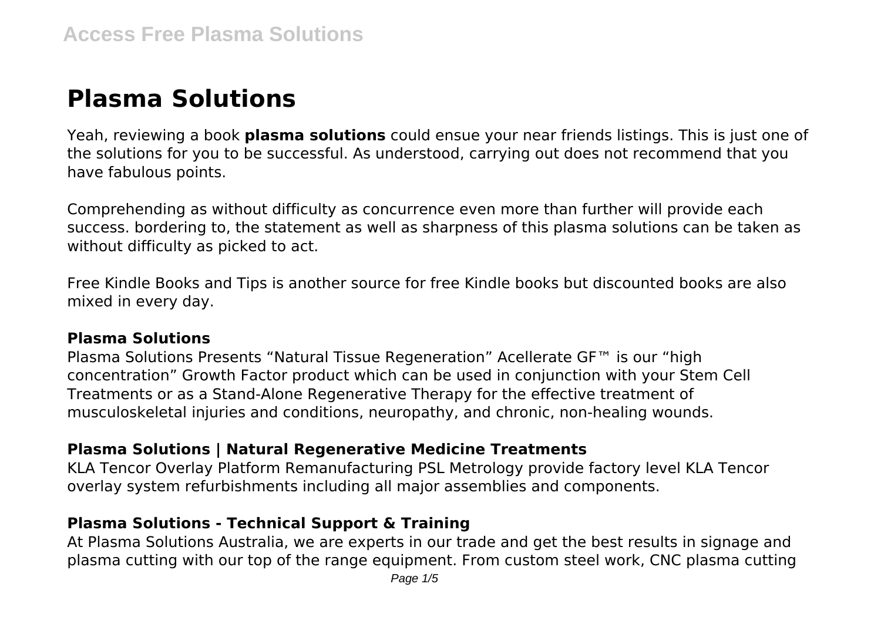# Plasma Solutions

Yeah, reviewing a book **plasma solutions** could ensue your near friends listings. This is just one of the solutions for you to be successful. As understood, carrying out does not recommend that you have fabulous points.

Comprehending as without difficulty as concurrence even more than further will provide each success. bordering to, the statement as well as sharpness of this plasma solutions can be taken as without difficulty as picked to act.

Free Kindle Books and Tips is another source for free Kindle books but discounted books are also mixed in every day.

### Plasma Solutions

Plasma Solutions Presents "Natural Tissue Regeneration" Acellerate GF™ is our "high concentration" Growth Factor product which can be used in conjunction with your Stem Cell Treatments or as a Stand-Alone Regenerative Therapy for the effective treatment of musculoskeletal injuries and conditions, neuropathy, and chronic, non-healing wounds.

### Plasma Solutions | Natural Regenerative Medicine Treatments

KLA Tencor Overlay Platform Remanufacturing PSL Metrology provide factory level KLA Tencor overlay system refurbishments including all major assemblies and components.

### Plasma Solutions - Technical Support & Training

At Plasma Solutions Australia, we are experts in our trade and get the best results in signage and plasma cutting with our top of the range equipment. From custom steel work, CNC plasma cutting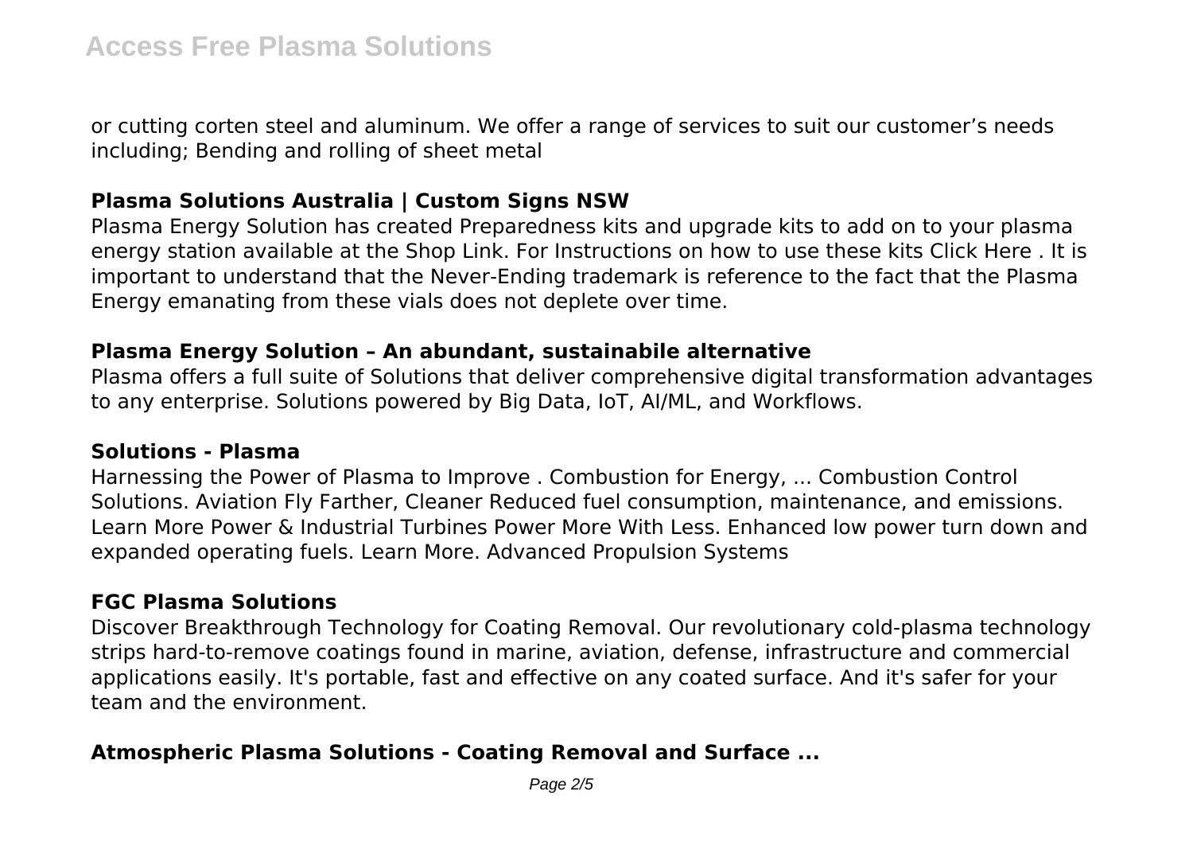or cutting corten steel and aluminum. We offer a range of services to suit our customer's needs including; Bending and rolling of sheet metal

## Plasma Solutions Australia | Custom Signs NSW

Plasma Energy Solution has created Preparedness kits and upgrade kits to add on to your plasma energy station available at the Shop Link. For Instructions on how to use these kits Click Here . It is important to understand that the Never-Ending trademark is reference to the fact that the Plasma Energy emanating from these vials does not deplete over time.

## Plasma Energy Solution – An abundant, sustainabile alternative

Plasma offers a full suite of Solutions that deliver comprehensive digital transformation advantages to any enterprise. Solutions powered by Big Data, IoT, AI/ML, and Workflows.

## Solutions - Plasma

Harnessing the Power of Plasma to Improve . Combustion for Energy, ... Combustion Control Solutions. Aviation Fly Farther, Cleaner Reduced fuel consumption, maintenance, and emissions. Learn More Power & Industrial Turbines Power More With Less. Enhanced low power turn down and expanded operating fuels. Learn More. Advanced Propulsion Systems

## FGC Plasma Solutions

Discover Breakthrough Technology for Coating Removal. Our revolutionary cold-plasma technology strips hard-to-remove coatings found in marine, aviation, defense, infrastructure and commercial applications easily. It's portable, fast and effective on any coated surface. And it's safer for your team and the environment.

## Atmospheric Plasma Solutions - Coating Removal and Surface ...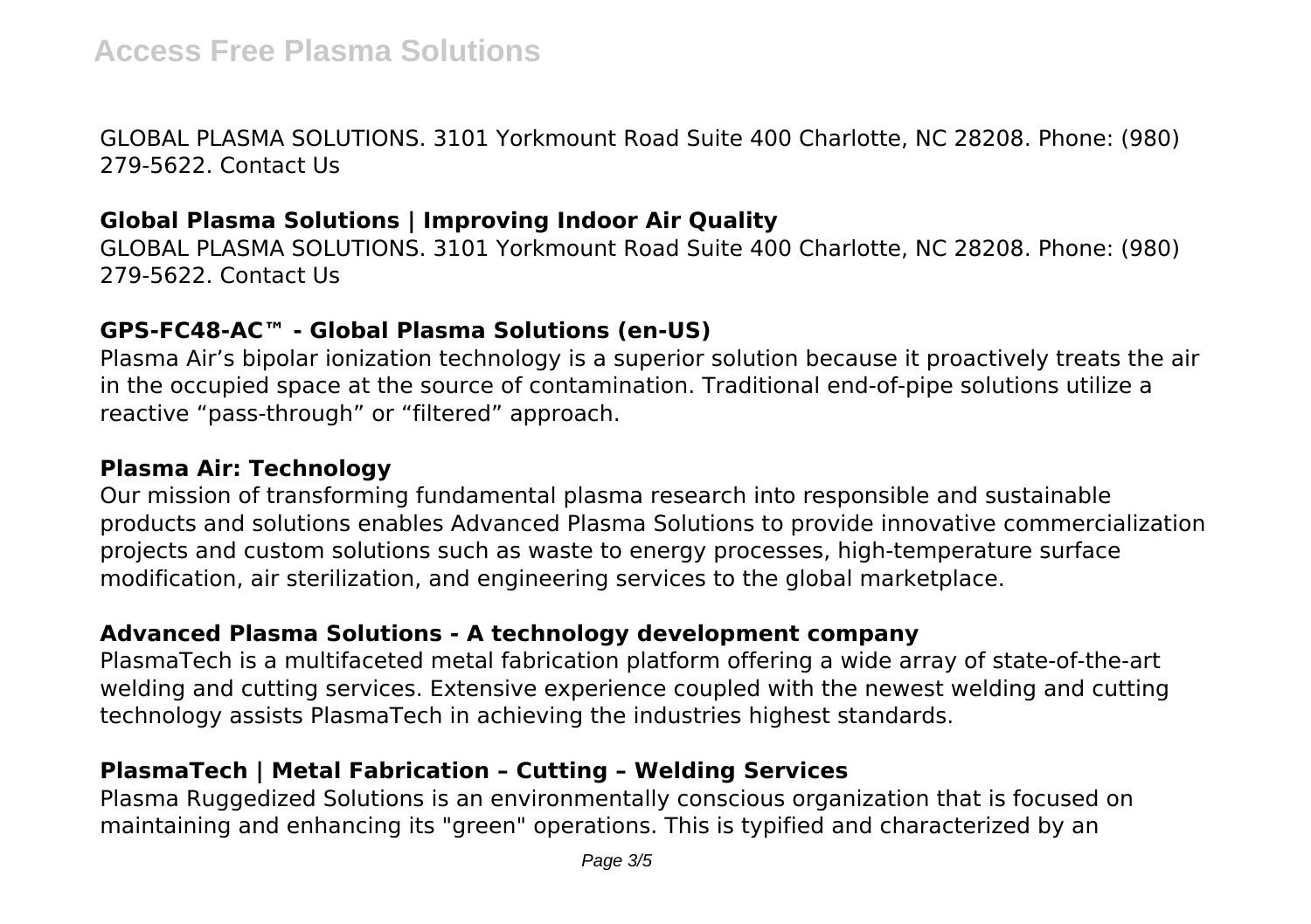GLOBAL PLASMA SOLUTIONS. 3101 Yorkmount Road Suite 400 Charlotte, NC 28208. Phone: (980) 279-5622. Contact Us

### Global Plasma Solutions | Improving Indoor Air Quality

GLOBAL PLASMA SOLUTIONS. 3101 Yorkmount Road Suite 400 Charlotte, NC 28208. Phone: (980) 279-5622. Contact Us

### GPS-FC48-AC™ - Global Plasma Solutions (en-US)

Plasma Air's bipolar ionization technology is a superior solution because it proactively treats the air in the occupied space at the source of contamination. Traditional end-of-pipe solutions utilize a reactive "pass-through" or "filtered" approach.

### Plasma Air: Technology

Our mission of transforming fundamental plasma research into responsible and sustainable products and solutions enables Advanced Plasma Solutions to provide innovative commercialization projects and custom solutions such as waste to energy processes, high-temperature surface modification, air sterilization, and engineering services to the global marketplace.

### Advanced Plasma Solutions - A technology development company

PlasmaTech is a multifaceted metal fabrication platform offering a wide array of state-of-the-art welding and cutting services. Extensive experience coupled with the newest welding and cutting technology assists PlasmaTech in achieving the industries highest standards.

### PlasmaTech | Metal Fabrication – Cutting – Welding Services

Plasma Ruggedized Solutions is an environmentally conscious organization that is focused on maintaining and enhancing its "green" operations. This is typified and characterized by an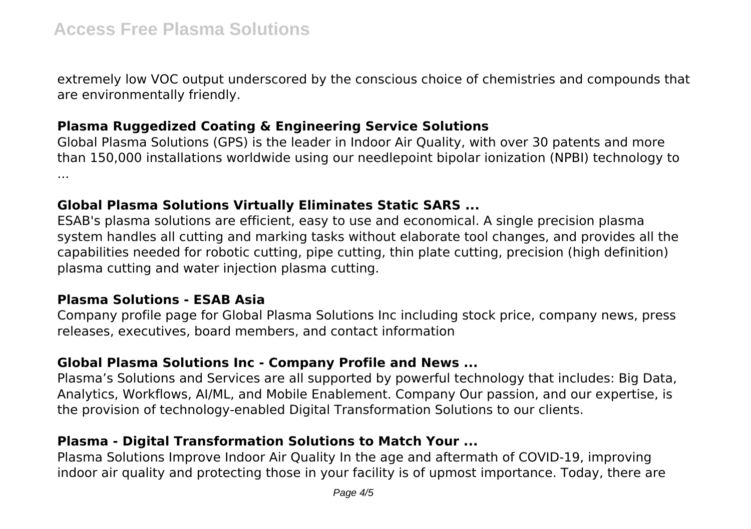extremely low VOC output underscored by the conscious choice of chemistries and compounds that are environmentally friendly.

### Plasma Ruggedized Coating & Engineering Service Solutions

Global Plasma Solutions (GPS) is the leader in Indoor Air Quality, with over 30 patents and more than 150,000 installations worldwide using our needlepoint bipolar ionization (NPBI) technology to ...

### Global Plasma Solutions Virtually Eliminates Static SARS ...

ESAB's plasma solutions are efficient, easy to use and economical. A single precision plasma system handles all cutting and marking tasks without elaborate tool changes, and provides all the capabilities needed for robotic cutting, pipe cutting, thin plate cutting, precision (high definition) plasma cutting and water injection plasma cutting.

### Plasma Solutions - ESAB Asia

Company profile page for Global Plasma Solutions Inc including stock price, company news, press releases, executives, board members, and contact information

### Global Plasma Solutions Inc - Company Profile and News ...

Plasma's Solutions and Services are all supported by powerful technology that includes: Big Data, Analytics, Workflows, AI/ML, and Mobile Enablement. Company Our passion, and our expertise, is the provision of technology-enabled Digital Transformation Solutions to our clients.

### Plasma - Digital Transformation Solutions to Match Your ...

Plasma Solutions Improve Indoor Air Quality In the age and aftermath of COVID-19, improving indoor air quality and protecting those in your facility is of upmost importance. Today, there are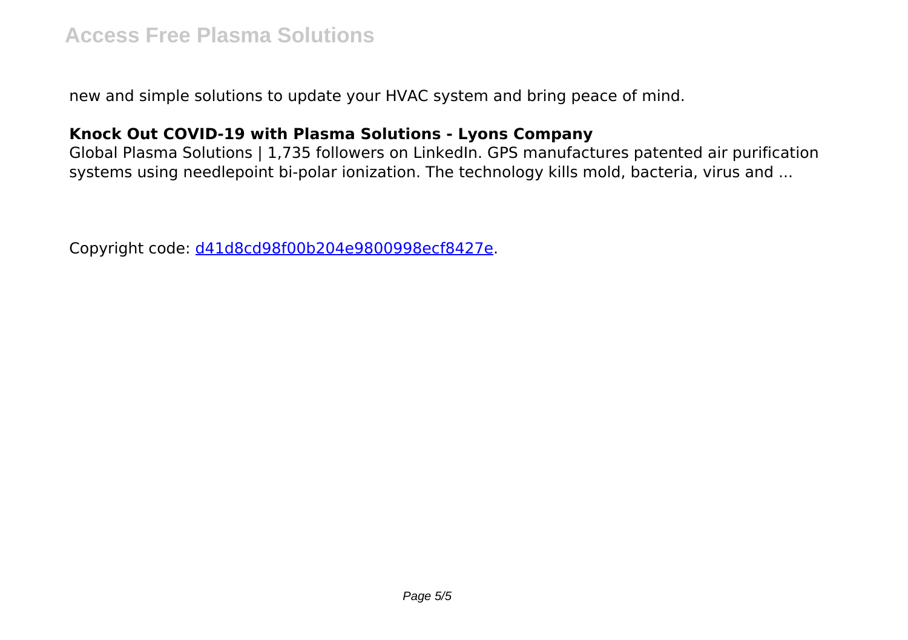new and simple solutions to update your HVAC system and bring peace of mind.

**Knock Out COVID-19 with Plasma Solutions - Lyons Company**

Global Plasma Solutions | 1,735 followers on LinkedIn. GPS manufactures patented air purification systems using needlepoint bi-polar ionization. The technology kills mold, bacteria, virus and ...

Copyright code: d41d8cd98f00b204e9800998ecf8427e.